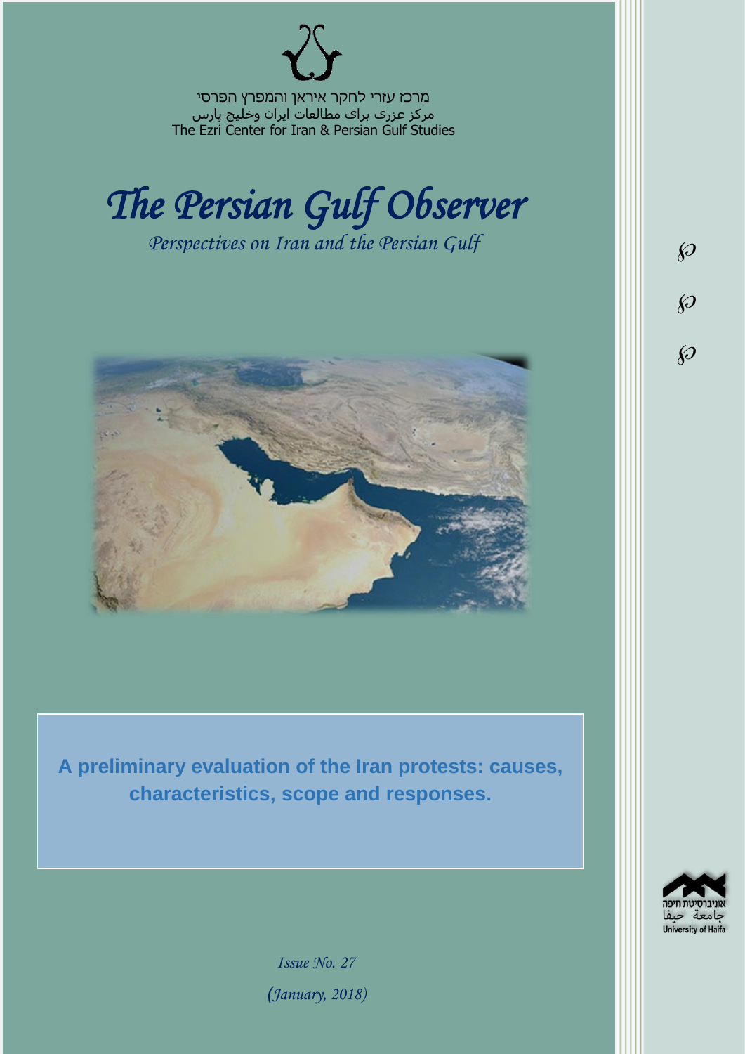מרכז עזרי לחקר איראן והמפרץ הפרסי

مرکز عزری برای مطالعات ایران وخلیج پارس

The Ezri Center for Iran & Persian Gulf Studies

# *The Persian Gulf Observer*

*Perspectives on Iran and the Persian Gulf*

## A preliminary evaluation of the Iran protests: causes, characteristics, scope and responses.

אוניברסיטת חיפה

جامعة حيفا

University of Haifa

*Issue No. 27*

*(January, 2018)*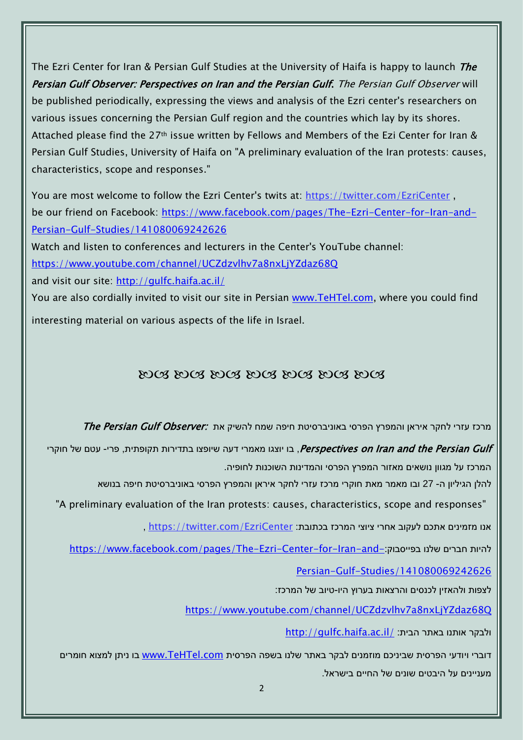The Ezri Center for Iran & Persian Gulf Studies at the University of Haifa is happy to launch ***The Persian Gulf Observer: Perspectives on Iran and the Persian Gulf.*** *The Persian Gulf Observer* will be published periodically, expressing the views and analysis of the Ezri center's researchers on various issues concerning the Persian Gulf region and the countries which lay by its shores. Attached please find the 27th issue written by Fellows and Members of the Ezi Center for Iran & Persian Gulf Studies, University of Haifa on "A preliminary evaluation of the Iran protests: causes, characteristics, scope and responses."

You are most welcome to follow the Ezri Center's twits at: https://twitter.com/EzriCenter , be our friend on Facebook: https://www.facebook.com/pages/The-Ezri-Center-for-Iran-and-Persian-Gulf-Studies/141080069242626

Watch and listen to conferences and lecturers in the Center's YouTube channel: https://www.youtube.com/channel/UCZdzvlhv7a8nxLjYZdaz68Q

and visit our site: http://gulfc.haifa.ac.il/

You are also cordially invited to visit our site in Persian www.TeHTel.com, where you could find interesting material on various aspects of the life in Israel.

ᘓᘐ ᘓᘐ ᘓᘐ ᘓᘐ ᘓᘐ ᘓᘐ ᘓᘐ

מרכז עזרי לחקר איראן והמפרץ הפרסי באוניברסיטת חיפה שמח להשיק את ***:The Persian Gulf Observer***

***Perspectives on Iran and the Persian Gulf***, בו יוצגו מאמרי דעה שיופצו בתדירות תקופתית, פרי- עטם של חוקרי המרכז על מגוון נושאים מאזור המפרץ הפרסי והמדינות השוכנות לחופיה.

להלן הגיליון ה- 27 ובו מאמר מאת חוקרי מרכז עזרי לחקר איראן והמפרץ הפרסי באוניברסיטת חיפה בנושא

"A preliminary evaluation of the Iran protests: causes, characteristics, scope and responses"

אנו מזמינים אתכם לעקוב אחרי ציוצי המרכז בכתובת: https://twitter.com/EzriCenter ,

להיות חברים שלנו בפייסבוק: https://www.facebook.com/pages/The-Ezri-Center-for-Iran-and-Persian-Gulf-Studies/141080069242626

לצפות ולהאזין לכנסים והרצאות בערוץ היו-טיוב של המרכז:

https://www.youtube.com/channel/UCZdzvlhv7a8nxLjYZdaz68Q

ולבקר אותנו באתר הבית: http://gulfc.haifa.ac.il/

דוברי ויודעי הפרסית שביניכם מוזמנים לבקר באתר שלנו בשפה הפרסית www.TeHTel.com בו ניתן למצוא חומרים מעניינים על היבטים שונים של החיים בישראל.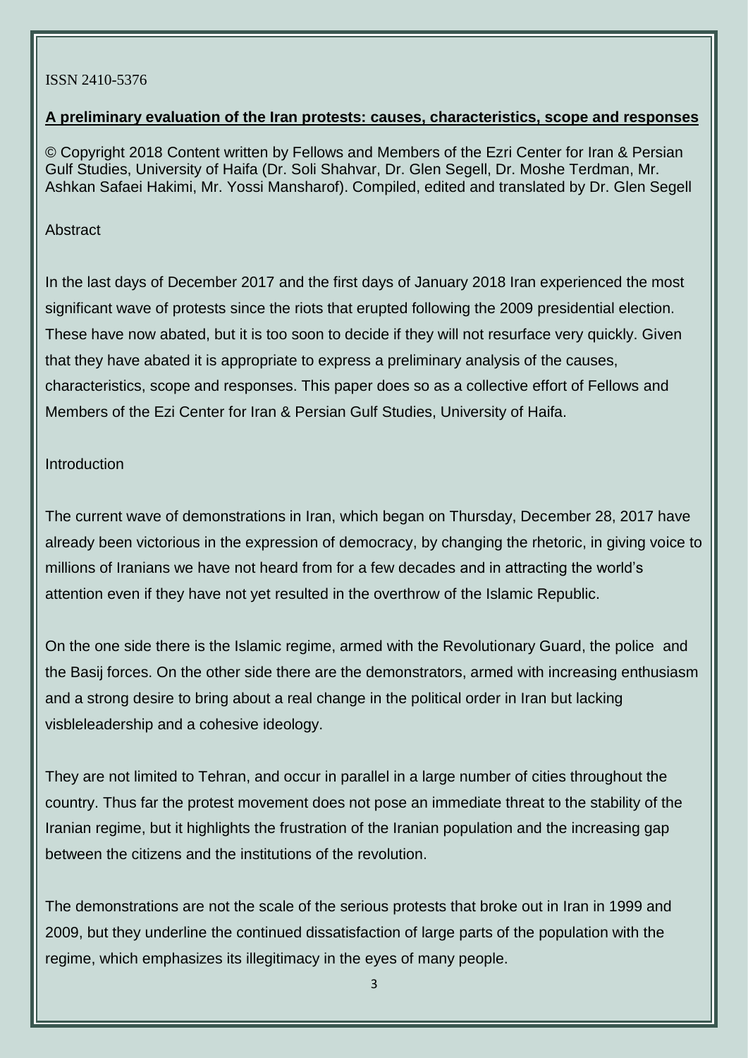ISSN 2410-5376

**A preliminary evaluation of the Iran protests: causes, characteristics, scope and responses**

© Copyright 2018 Content written by Fellows and Members of the Ezri Center for Iran & Persian Gulf Studies, University of Haifa (Dr. Soli Shahvar, Dr. Glen Segell, Dr. Moshe Terdman, Mr. Ashkan Safaei Hakimi, Mr. Yossi Mansharof). Compiled, edited and translated by Dr. Glen Segell

Abstract

In the last days of December 2017 and the first days of January 2018 Iran experienced the most significant wave of protests since the riots that erupted following the 2009 presidential election. These have now abated, but it is too soon to decide if they will not resurface very quickly. Given that they have abated it is appropriate to express a preliminary analysis of the causes, characteristics, scope and responses. This paper does so as a collective effort of Fellows and Members of the Ezi Center for Iran & Persian Gulf Studies, University of Haifa.

Introduction

The current wave of demonstrations in Iran, which began on Thursday, December 28, 2017 have already been victorious in the expression of democracy, by changing the rhetoric, in giving voice to millions of Iranians we have not heard from for a few decades and in attracting the world's attention even if they have not yet resulted in the overthrow of the Islamic Republic.

On the one side there is the Islamic regime, armed with the Revolutionary Guard, the police and the Basij forces. On the other side there are the demonstrators, armed with increasing enthusiasm and a strong desire to bring about a real change in the political order in Iran but lacking visbleleadership and a cohesive ideology.

They are not limited to Tehran, and occur in parallel in a large number of cities throughout the country. Thus far the protest movement does not pose an immediate threat to the stability of the Iranian regime, but it highlights the frustration of the Iranian population and the increasing gap between the citizens and the institutions of the revolution.

The demonstrations are not the scale of the serious protests that broke out in Iran in 1999 and 2009, but they underline the continued dissatisfaction of large parts of the population with the regime, which emphasizes its illegitimacy in the eyes of many people.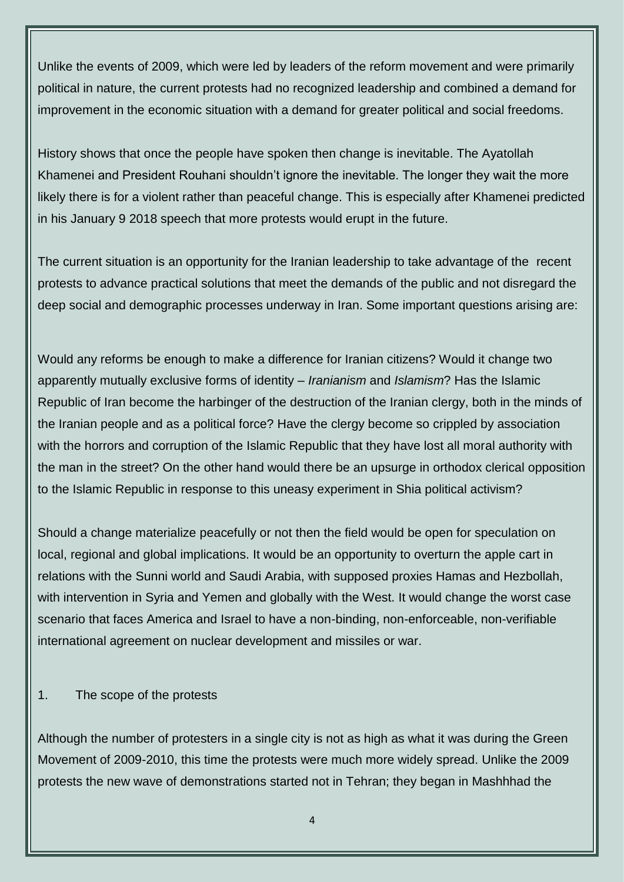Unlike the events of 2009, which were led by leaders of the reform movement and were primarily political in nature, the current protests had no recognized leadership and combined a demand for improvement in the economic situation with a demand for greater political and social freedoms.

History shows that once the people have spoken then change is inevitable. The Ayatollah Khamenei and President Rouhani shouldn't ignore the inevitable. The longer they wait the more likely there is for a violent rather than peaceful change. This is especially after Khamenei predicted in his January 9 2018 speech that more protests would erupt in the future.

The current situation is an opportunity for the Iranian leadership to take advantage of the recent protests to advance practical solutions that meet the demands of the public and not disregard the deep social and demographic processes underway in Iran. Some important questions arising are:

Would any reforms be enough to make a difference for Iranian citizens? Would it change two apparently mutually exclusive forms of identity – *Iranianism* and *Islamism*? Has the Islamic Republic of Iran become the harbinger of the destruction of the Iranian clergy, both in the minds of the Iranian people and as a political force? Have the clergy become so crippled by association with the horrors and corruption of the Islamic Republic that they have lost all moral authority with the man in the street? On the other hand would there be an upsurge in orthodox clerical opposition to the Islamic Republic in response to this uneasy experiment in Shia political activism?

Should a change materialize peacefully or not then the field would be open for speculation on local, regional and global implications. It would be an opportunity to overturn the apple cart in relations with the Sunni world and Saudi Arabia, with supposed proxies Hamas and Hezbollah, with intervention in Syria and Yemen and globally with the West. It would change the worst case scenario that faces America and Israel to have a non-binding, non-enforceable, non-verifiable international agreement on nuclear development and missiles or war.

## 1. The scope of the protests

Although the number of protesters in a single city is not as high as what it was during the Green Movement of 2009-2010, this time the protests were much more widely spread. Unlike the 2009 protests the new wave of demonstrations started not in Tehran; they began in Mashhhad the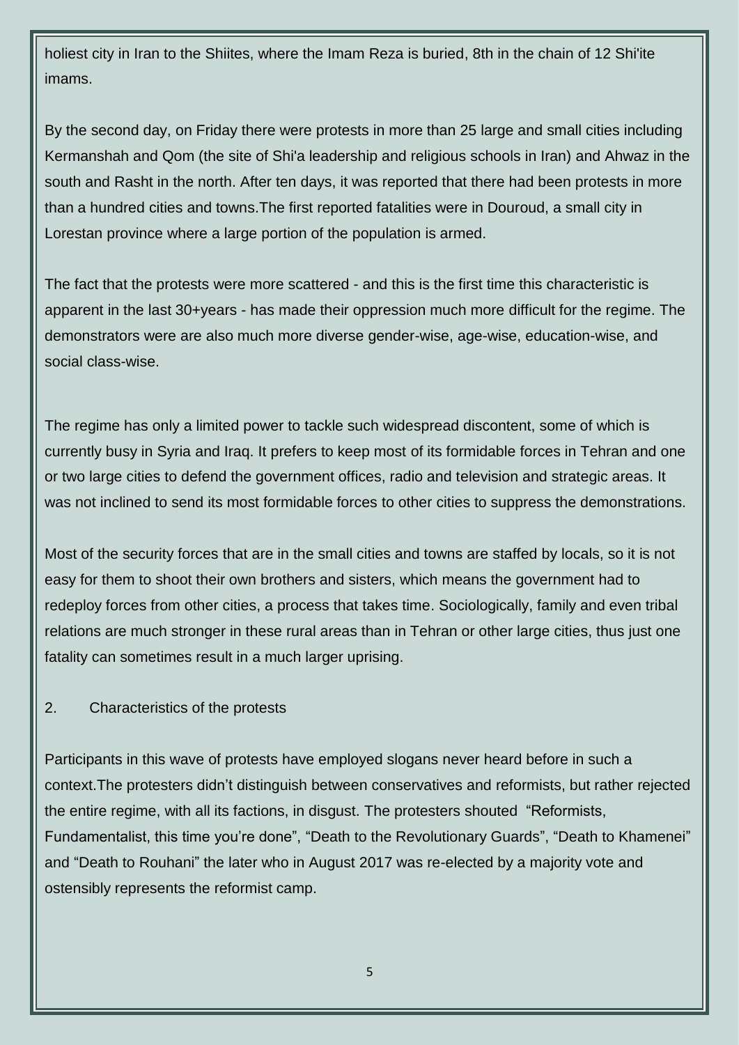holiest city in Iran to the Shiites, where the Imam Reza is buried, 8th in the chain of 12 Shi'ite imams.

By the second day, on Friday there were protests in more than 25 large and small cities including Kermanshah and Qom (the site of Shi'a leadership and religious schools in Iran) and Ahwaz in the south and Rasht in the north. After ten days, it was reported that there had been protests in more than a hundred cities and towns.The first reported fatalities were in Douroud, a small city in Lorestan province where a large portion of the population is armed.

The fact that the protests were more scattered - and this is the first time this characteristic is apparent in the last 30+years - has made their oppression much more difficult for the regime. The demonstrators were are also much more diverse gender-wise, age-wise, education-wise, and social class-wise.

The regime has only a limited power to tackle such widespread discontent, some of which is currently busy in Syria and Iraq. It prefers to keep most of its formidable forces in Tehran and one or two large cities to defend the government offices, radio and television and strategic areas. It was not inclined to send its most formidable forces to other cities to suppress the demonstrations.

Most of the security forces that are in the small cities and towns are staffed by locals, so it is not easy for them to shoot their own brothers and sisters, which means the government had to redeploy forces from other cities, a process that takes time. Sociologically, family and even tribal relations are much stronger in these rural areas than in Tehran or other large cities, thus just one fatality can sometimes result in a much larger uprising.

## 2. Characteristics of the protests

Participants in this wave of protests have employed slogans never heard before in such a context.The protesters didn't distinguish between conservatives and reformists, but rather rejected the entire regime, with all its factions, in disgust. The protesters shouted "Reformists, Fundamentalist, this time you're done", "Death to the Revolutionary Guards", "Death to Khamenei" and "Death to Rouhani" the later who in August 2017 was re-elected by a majority vote and ostensibly represents the reformist camp.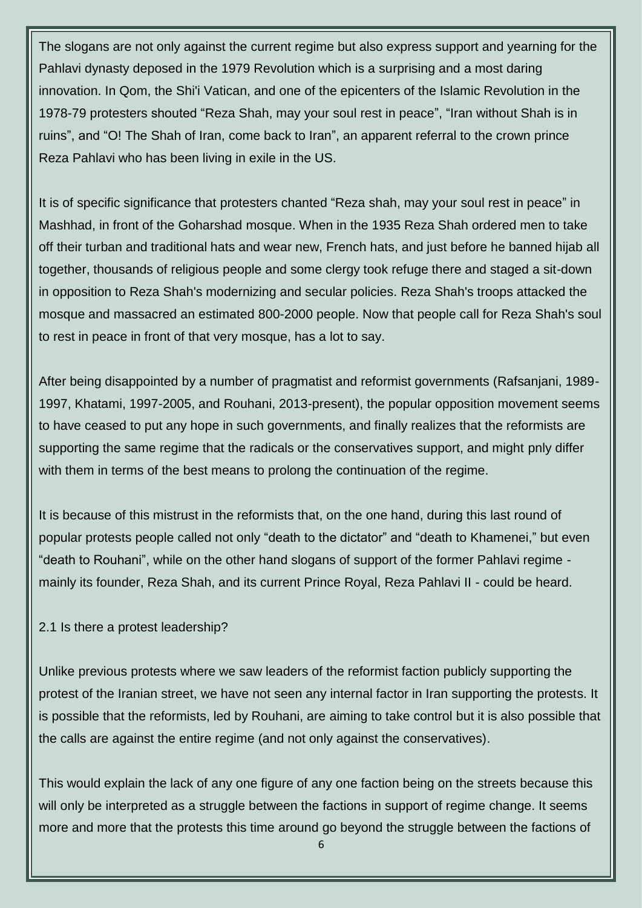The slogans are not only against the current regime but also express support and yearning for the Pahlavi dynasty deposed in the 1979 Revolution which is a surprising and a most daring innovation. In Qom, the Shi'i Vatican, and one of the epicenters of the Islamic Revolution in the 1978-79 protesters shouted “Reza Shah, may your soul rest in peace”, “Iran without Shah is in ruins”, and “O! The Shah of Iran, come back to Iran”, an apparent referral to the crown prince Reza Pahlavi who has been living in exile in the US.

It is of specific significance that protesters chanted “Reza shah, may your soul rest in peace” in Mashhad, in front of the Goharshad mosque. When in the 1935 Reza Shah ordered men to take off their turban and traditional hats and wear new, French hats, and just before he banned hijab all together, thousands of religious people and some clergy took refuge there and staged a sit-down in opposition to Reza Shah's modernizing and secular policies. Reza Shah's troops attacked the mosque and massacred an estimated 800-2000 people. Now that people call for Reza Shah's soul to rest in peace in front of that very mosque, has a lot to say.

After being disappointed by a number of pragmatist and reformist governments (Rafsanjani, 1989-1997, Khatami, 1997-2005, and Rouhani, 2013-present), the popular opposition movement seems to have ceased to put any hope in such governments, and finally realizes that the reformists are supporting the same regime that the radicals or the conservatives support, and might pnly differ with them in terms of the best means to prolong the continuation of the regime.

It is because of this mistrust in the reformists that, on the one hand, during this last round of popular protests people called not only “death to the dictator” and “death to Khamenei,” but even “death to Rouhani”, while on the other hand slogans of support of the former Pahlavi regime - mainly its founder, Reza Shah, and its current Prince Royal, Reza Pahlavi II - could be heard.

## 2.1 Is there a protest leadership?

Unlike previous protests where we saw leaders of the reformist faction publicly supporting the protest of the Iranian street, we have not seen any internal factor in Iran supporting the protests. It is possible that the reformists, led by Rouhani, are aiming to take control but it is also possible that the calls are against the entire regime (and not only against the conservatives).

This would explain the lack of any one figure of any one faction being on the streets because this will only be interpreted as a struggle between the factions in support of regime change. It seems more and more that the protests this time around go beyond the struggle between the factions of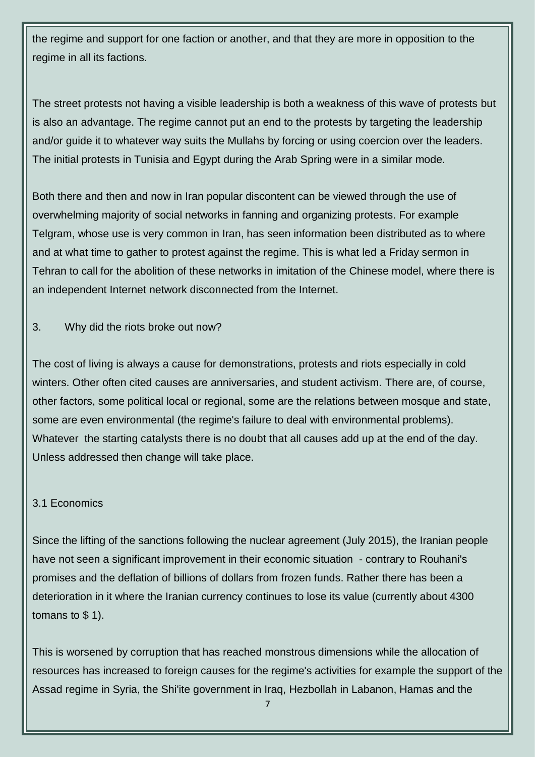the regime and support for one faction or another, and that they are more in opposition to the regime in all its factions.

The street protests not having a visible leadership is both a weakness of this wave of protests but is also an advantage. The regime cannot put an end to the protests by targeting the leadership and/or guide it to whatever way suits the Mullahs by forcing or using coercion over the leaders. The initial protests in Tunisia and Egypt during the Arab Spring were in a similar mode.

Both there and then and now in Iran popular discontent can be viewed through the use of overwhelming majority of social networks in fanning and organizing protests. For example Telgram, whose use is very common in Iran, has seen information been distributed as to where and at what time to gather to protest against the regime. This is what led a Friday sermon in Tehran to call for the abolition of these networks in imitation of the Chinese model, where there is an independent Internet network disconnected from the Internet.

## 3. Why did the riots broke out now?

The cost of living is always a cause for demonstrations, protests and riots especially in cold winters. Other often cited causes are anniversaries, and student activism. There are, of course, other factors, some political local or regional, some are the relations between mosque and state, some are even environmental (the regime's failure to deal with environmental problems). Whatever the starting catalysts there is no doubt that all causes add up at the end of the day. Unless addressed then change will take place.

### 3.1 Economics

Since the lifting of the sanctions following the nuclear agreement (July 2015), the Iranian people have not seen a significant improvement in their economic situation - contrary to Rouhani's promises and the deflation of billions of dollars from frozen funds. Rather there has been a deterioration in it where the Iranian currency continues to lose its value (currently about 4300 tomans to $ 1).

This is worsened by corruption that has reached monstrous dimensions while the allocation of resources has increased to foreign causes for the regime's activities for example the support of the Assad regime in Syria, the Shi'ite government in Iraq, Hezbollah in Labanon, Hamas and the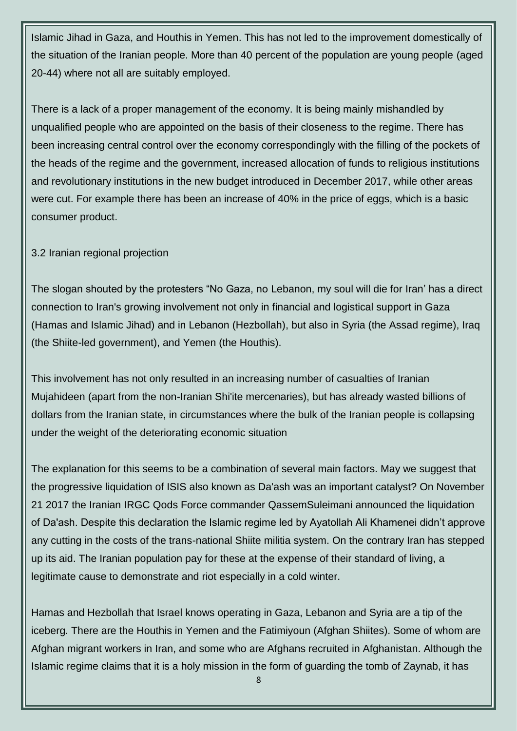Islamic Jihad in Gaza, and Houthis in Yemen. This has not led to the improvement domestically of the situation of the Iranian people. More than 40 percent of the population are young people (aged 20-44) where not all are suitably employed.

There is a lack of a proper management of the economy. It is being mainly mishandled by unqualified people who are appointed on the basis of their closeness to the regime. There has been increasing central control over the economy correspondingly with the filling of the pockets of the heads of the regime and the government, increased allocation of funds to religious institutions and revolutionary institutions in the new budget introduced in December 2017, while other areas were cut. For example there has been an increase of 40% in the price of eggs, which is a basic consumer product.

### 3.2 Iranian regional projection

The slogan shouted by the protesters "No Gaza, no Lebanon, my soul will die for Iran' has a direct connection to Iran's growing involvement not only in financial and logistical support in Gaza (Hamas and Islamic Jihad) and in Lebanon (Hezbollah), but also in Syria (the Assad regime), Iraq (the Shiite-led government), and Yemen (the Houthis).

This involvement has not only resulted in an increasing number of casualties of Iranian Mujahideen (apart from the non-Iranian Shi'ite mercenaries), but has already wasted billions of dollars from the Iranian state, in circumstances where the bulk of the Iranian people is collapsing under the weight of the deteriorating economic situation

The explanation for this seems to be a combination of several main factors. May we suggest that the progressive liquidation of ISIS also known as Da'ash was an important catalyst? On November 21 2017 the Iranian IRGC Qods Force commander QassemSuleimani announced the liquidation of Da'ash. Despite this declaration the Islamic regime led by Ayatollah Ali Khamenei didn't approve any cutting in the costs of the trans-national Shiite militia system. On the contrary Iran has stepped up its aid. The Iranian population pay for these at the expense of their standard of living, a legitimate cause to demonstrate and riot especially in a cold winter.

Hamas and Hezbollah that Israel knows operating in Gaza, Lebanon and Syria are a tip of the iceberg. There are the Houthis in Yemen and the Fatimiyoun (Afghan Shiites). Some of whom are Afghan migrant workers in Iran, and some who are Afghans recruited in Afghanistan. Although the Islamic regime claims that it is a holy mission in the form of guarding the tomb of Zaynab, it has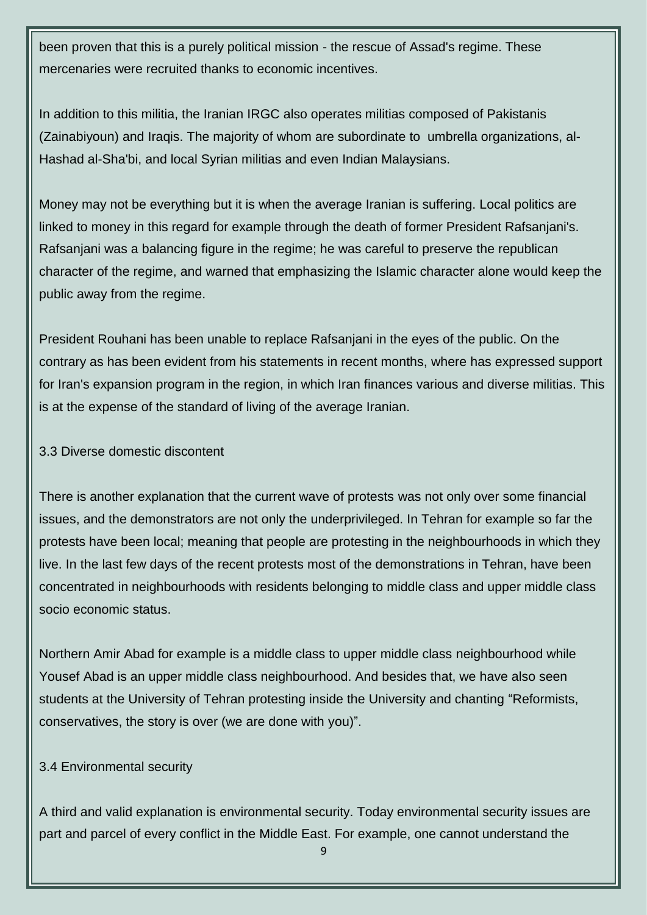been proven that this is a purely political mission - the rescue of Assad's regime. These mercenaries were recruited thanks to economic incentives.

In addition to this militia, the Iranian IRGC also operates militias composed of Pakistanis (Zainabiyoun) and Iraqis. The majority of whom are subordinate to umbrella organizations, al-Hashad al-Sha'bi, and local Syrian militias and even Indian Malaysians.

Money may not be everything but it is when the average Iranian is suffering. Local politics are linked to money in this regard for example through the death of former President Rafsanjani's. Rafsanjani was a balancing figure in the regime; he was careful to preserve the republican character of the regime, and warned that emphasizing the Islamic character alone would keep the public away from the regime.

President Rouhani has been unable to replace Rafsanjani in the eyes of the public. On the contrary as has been evident from his statements in recent months, where has expressed support for Iran's expansion program in the region, in which Iran finances various and diverse militias. This is at the expense of the standard of living of the average Iranian.

### 3.3 Diverse domestic discontent

There is another explanation that the current wave of protests was not only over some financial issues, and the demonstrators are not only the underprivileged. In Tehran for example so far the protests have been local; meaning that people are protesting in the neighbourhoods in which they live. In the last few days of the recent protests most of the demonstrations in Tehran, have been concentrated in neighbourhoods with residents belonging to middle class and upper middle class socio economic status.

Northern Amir Abad for example is a middle class to upper middle class neighbourhood while Yousef Abad is an upper middle class neighbourhood. And besides that, we have also seen students at the University of Tehran protesting inside the University and chanting "Reformists, conservatives, the story is over (we are done with you)".

### 3.4 Environmental security

A third and valid explanation is environmental security. Today environmental security issues are part and parcel of every conflict in the Middle East. For example, one cannot understand the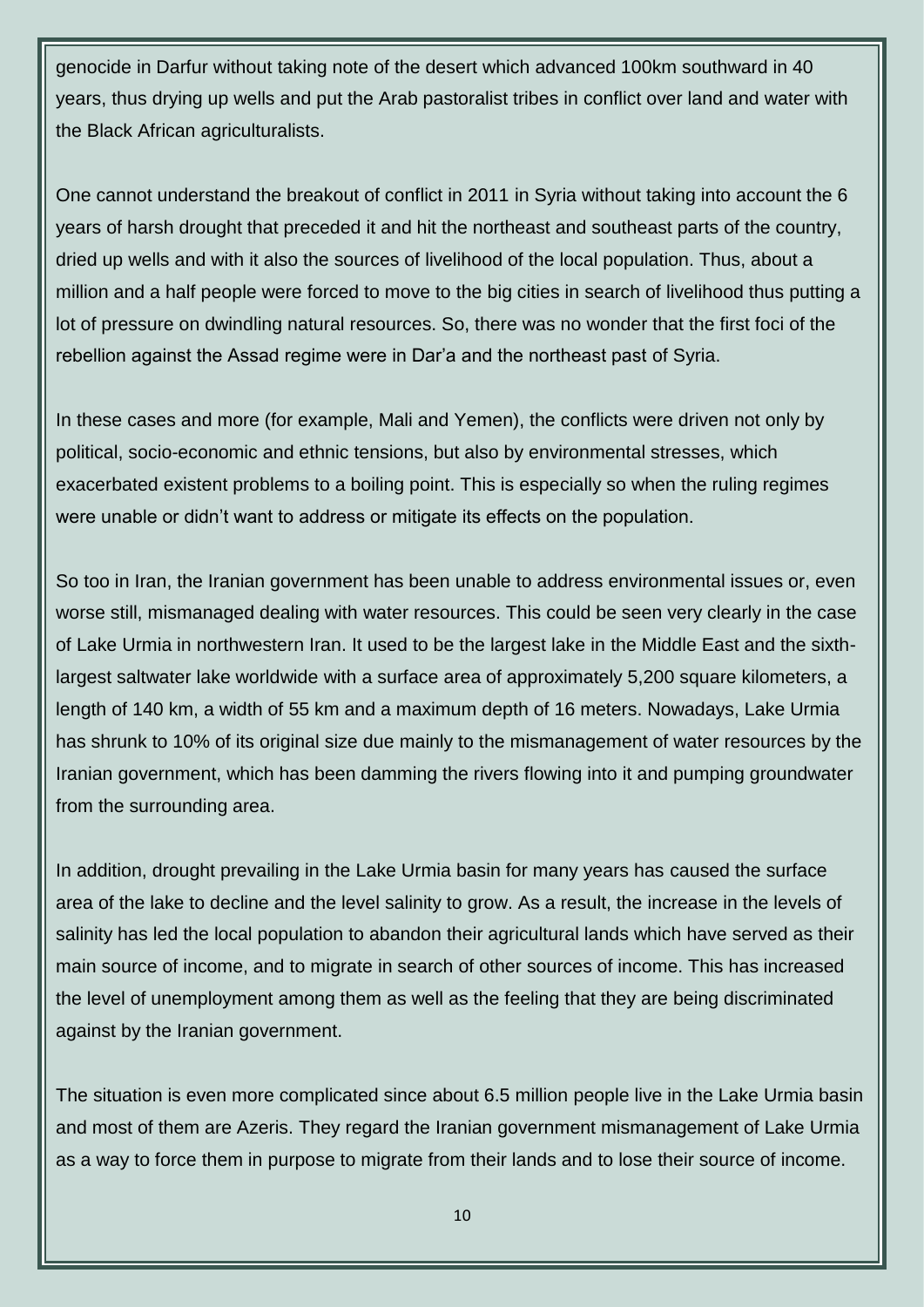genocide in Darfur without taking note of the desert which advanced 100km southward in 40 years, thus drying up wells and put the Arab pastoralist tribes in conflict over land and water with the Black African agriculturalists.

One cannot understand the breakout of conflict in 2011 in Syria without taking into account the 6 years of harsh drought that preceded it and hit the northeast and southeast parts of the country, dried up wells and with it also the sources of livelihood of the local population. Thus, about a million and a half people were forced to move to the big cities in search of livelihood thus putting a lot of pressure on dwindling natural resources. So, there was no wonder that the first foci of the rebellion against the Assad regime were in Dar'a and the northeast past of Syria.

In these cases and more (for example, Mali and Yemen), the conflicts were driven not only by political, socio-economic and ethnic tensions, but also by environmental stresses, which exacerbated existent problems to a boiling point. This is especially so when the ruling regimes were unable or didn't want to address or mitigate its effects on the population.

So too in Iran, the Iranian government has been unable to address environmental issues or, even worse still, mismanaged dealing with water resources. This could be seen very clearly in the case of Lake Urmia in northwestern Iran. It used to be the largest lake in the Middle East and the sixth-largest saltwater lake worldwide with a surface area of approximately 5,200 square kilometers, a length of 140 km, a width of 55 km and a maximum depth of 16 meters. Nowadays, Lake Urmia has shrunk to 10% of its original size due mainly to the mismanagement of water resources by the Iranian government, which has been damming the rivers flowing into it and pumping groundwater from the surrounding area.

In addition, drought prevailing in the Lake Urmia basin for many years has caused the surface area of the lake to decline and the level salinity to grow. As a result, the increase in the levels of salinity has led the local population to abandon their agricultural lands which have served as their main source of income, and to migrate in search of other sources of income. This has increased the level of unemployment among them as well as the feeling that they are being discriminated against by the Iranian government.

The situation is even more complicated since about 6.5 million people live in the Lake Urmia basin and most of them are Azeris. They regard the Iranian government mismanagement of Lake Urmia as a way to force them in purpose to migrate from their lands and to lose their source of income.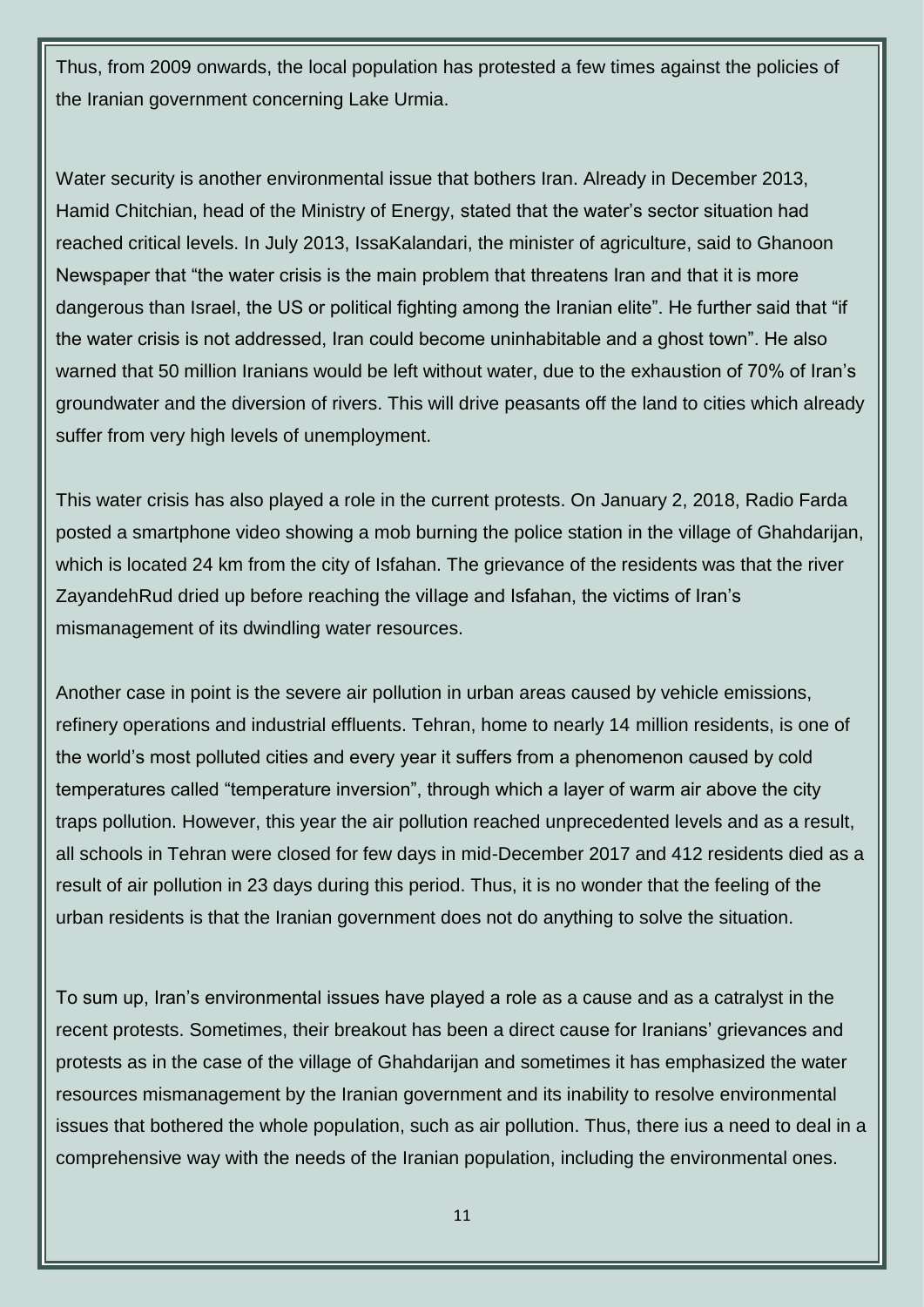Thus, from 2009 onwards, the local population has protested a few times against the policies of the Iranian government concerning Lake Urmia.

Water security is another environmental issue that bothers Iran. Already in December 2013, Hamid Chitchian, head of the Ministry of Energy, stated that the water's sector situation had reached critical levels. In July 2013, IssaKalandari, the minister of agriculture, said to Ghanoon Newspaper that "the water crisis is the main problem that threatens Iran and that it is more dangerous than Israel, the US or political fighting among the Iranian elite". He further said that "if the water crisis is not addressed, Iran could become uninhabitable and a ghost town". He also warned that 50 million Iranians would be left without water, due to the exhaustion of 70% of Iran's groundwater and the diversion of rivers. This will drive peasants off the land to cities which already suffer from very high levels of unemployment.

This water crisis has also played a role in the current protests. On January 2, 2018, Radio Farda posted a smartphone video showing a mob burning the police station in the village of Ghahdarijan, which is located 24 km from the city of Isfahan. The grievance of the residents was that the river ZayandehRud dried up before reaching the village and Isfahan, the victims of Iran's mismanagement of its dwindling water resources.

Another case in point is the severe air pollution in urban areas caused by vehicle emissions, refinery operations and industrial effluents. Tehran, home to nearly 14 million residents, is one of the world's most polluted cities and every year it suffers from a phenomenon caused by cold temperatures called "temperature inversion", through which a layer of warm air above the city traps pollution. However, this year the air pollution reached unprecedented levels and as a result, all schools in Tehran were closed for few days in mid-December 2017 and 412 residents died as a result of air pollution in 23 days during this period. Thus, it is no wonder that the feeling of the urban residents is that the Iranian government does not do anything to solve the situation.

To sum up, Iran's environmental issues have played a role as a cause and as a catralyst in the recent protests. Sometimes, their breakout has been a direct cause for Iranians' grievances and protests as in the case of the village of Ghahdarijan and sometimes it has emphasized the water resources mismanagement by the Iranian government and its inability to resolve environmental issues that bothered the whole population, such as air pollution. Thus, there ius a need to deal in a comprehensive way with the needs of the Iranian population, including the environmental ones.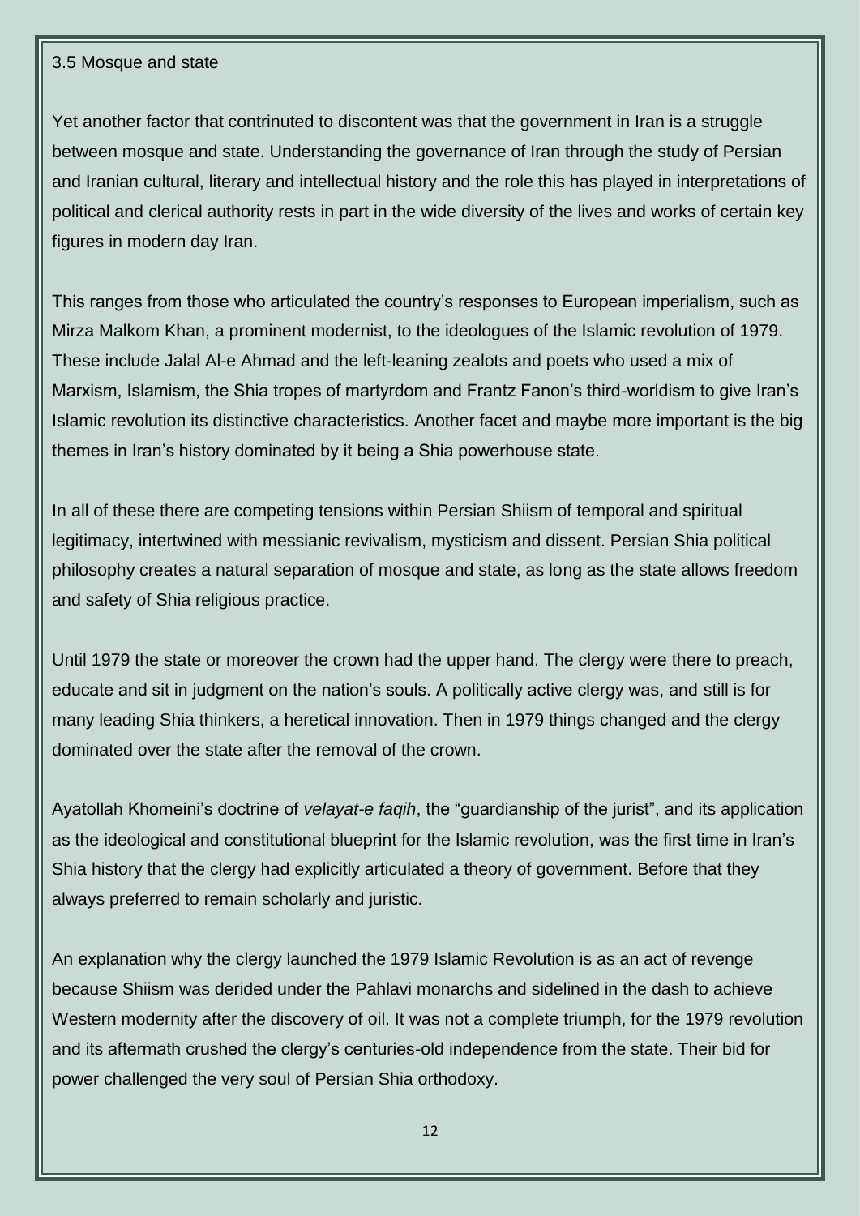## 3.5 Mosque and state

Yet another factor that contrinuted to discontent was that the government in Iran is a struggle between mosque and state. Understanding the governance of Iran through the study of Persian and Iranian cultural, literary and intellectual history and the role this has played in interpretations of political and clerical authority rests in part in the wide diversity of the lives and works of certain key figures in modern day Iran.

This ranges from those who articulated the country's responses to European imperialism, such as Mirza Malkom Khan, a prominent modernist, to the ideologues of the Islamic revolution of 1979. These include Jalal Al-e Ahmad and the left-leaning zealots and poets who used a mix of Marxism, Islamism, the Shia tropes of martyrdom and Frantz Fanon's third-worldism to give Iran's Islamic revolution its distinctive characteristics. Another facet and maybe more important is the big themes in Iran's history dominated by it being a Shia powerhouse state.

In all of these there are competing tensions within Persian Shiism of temporal and spiritual legitimacy, intertwined with messianic revivalism, mysticism and dissent. Persian Shia political philosophy creates a natural separation of mosque and state, as long as the state allows freedom and safety of Shia religious practice.

Until 1979 the state or moreover the crown had the upper hand. The clergy were there to preach, educate and sit in judgment on the nation's souls. A politically active clergy was, and still is for many leading Shia thinkers, a heretical innovation. Then in 1979 things changed and the clergy dominated over the state after the removal of the crown.

Ayatollah Khomeini's doctrine of *velayat-e faqih*, the "guardianship of the jurist", and its application as the ideological and constitutional blueprint for the Islamic revolution, was the first time in Iran's Shia history that the clergy had explicitly articulated a theory of government. Before that they always preferred to remain scholarly and juristic.

An explanation why the clergy launched the 1979 Islamic Revolution is as an act of revenge because Shiism was derided under the Pahlavi monarchs and sidelined in the dash to achieve Western modernity after the discovery of oil. It was not a complete triumph, for the 1979 revolution and its aftermath crushed the clergy's centuries-old independence from the state. Their bid for power challenged the very soul of Persian Shia orthodoxy.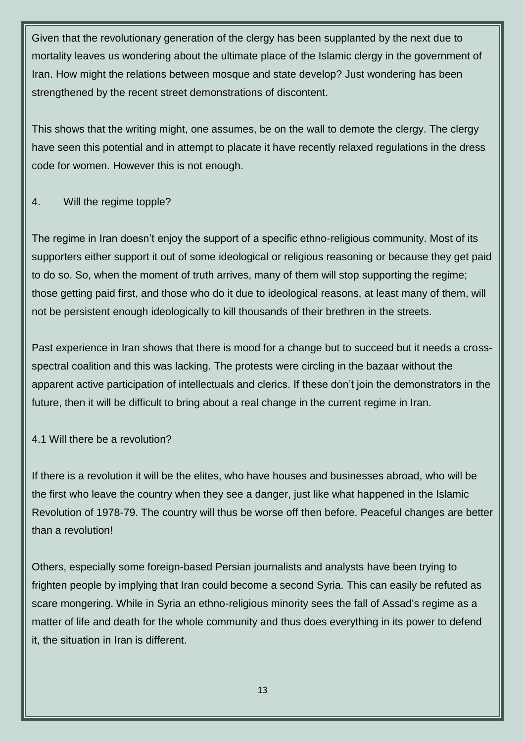Given that the revolutionary generation of the clergy has been supplanted by the next due to mortality leaves us wondering about the ultimate place of the Islamic clergy in the government of Iran. How might the relations between mosque and state develop? Just wondering has been strengthened by the recent street demonstrations of discontent.

This shows that the writing might, one assumes, be on the wall to demote the clergy. The clergy have seen this potential and in attempt to placate it have recently relaxed regulations in the dress code for women. However this is not enough.

## 4. Will the regime topple?

The regime in Iran doesn't enjoy the support of a specific ethno-religious community. Most of its supporters either support it out of some ideological or religious reasoning or because they get paid to do so. So, when the moment of truth arrives, many of them will stop supporting the regime; those getting paid first, and those who do it due to ideological reasons, at least many of them, will not be persistent enough ideologically to kill thousands of their brethren in the streets.

Past experience in Iran shows that there is mood for a change but to succeed but it needs a cross-spectral coalition and this was lacking. The protests were circling in the bazaar without the apparent active participation of intellectuals and clerics. If these don't join the demonstrators in the future, then it will be difficult to bring about a real change in the current regime in Iran.

### 4.1 Will there be a revolution?

If there is a revolution it will be the elites, who have houses and businesses abroad, who will be the first who leave the country when they see a danger, just like what happened in the Islamic Revolution of 1978-79. The country will thus be worse off then before. Peaceful changes are better than a revolution!

Others, especially some foreign-based Persian journalists and analysts have been trying to frighten people by implying that Iran could become a second Syria. This can easily be refuted as scare mongering. While in Syria an ethno-religious minority sees the fall of Assad's regime as a matter of life and death for the whole community and thus does everything in its power to defend it, the situation in Iran is different.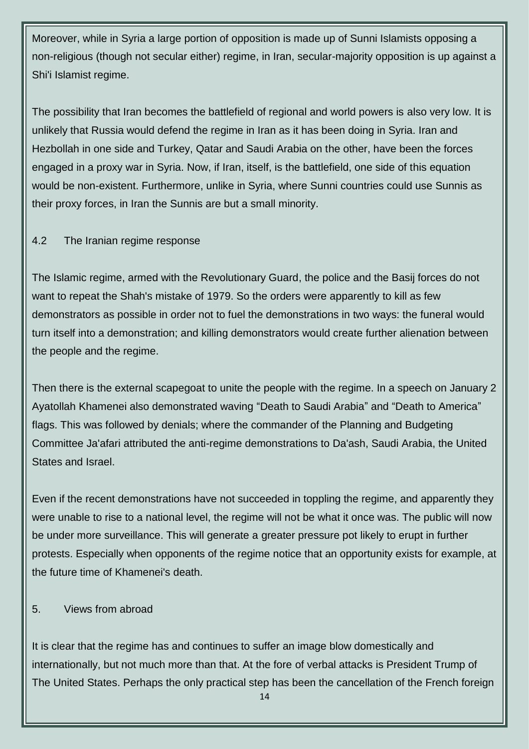Moreover, while in Syria a large portion of opposition is made up of Sunni Islamists opposing a non-religious (though not secular either) regime, in Iran, secular-majority opposition is up against a Shi'i Islamist regime.

The possibility that Iran becomes the battlefield of regional and world powers is also very low. It is unlikely that Russia would defend the regime in Iran as it has been doing in Syria. Iran and Hezbollah in one side and Turkey, Qatar and Saudi Arabia on the other, have been the forces engaged in a proxy war in Syria. Now, if Iran, itself, is the battlefield, one side of this equation would be non-existent. Furthermore, unlike in Syria, where Sunni countries could use Sunnis as their proxy forces, in Iran the Sunnis are but a small minority.

### 4.2 The Iranian regime response

The Islamic regime, armed with the Revolutionary Guard, the police and the Basij forces do not want to repeat the Shah's mistake of 1979. So the orders were apparently to kill as few demonstrators as possible in order not to fuel the demonstrations in two ways: the funeral would turn itself into a demonstration; and killing demonstrators would create further alienation between the people and the regime.

Then there is the external scapegoat to unite the people with the regime. In a speech on January 2 Ayatollah Khamenei also demonstrated waving “Death to Saudi Arabia” and “Death to America” flags. This was followed by denials; where the commander of the Planning and Budgeting Committee Ja'afari attributed the anti-regime demonstrations to Da'ash, Saudi Arabia, the United States and Israel.

Even if the recent demonstrations have not succeeded in toppling the regime, and apparently they were unable to rise to a national level, the regime will not be what it once was. The public will now be under more surveillance. This will generate a greater pressure pot likely to erupt in further protests. Especially when opponents of the regime notice that an opportunity exists for example, at the future time of Khamenei's death.

## 5. Views from abroad

It is clear that the regime has and continues to suffer an image blow domestically and internationally, but not much more than that. At the fore of verbal attacks is President Trump of The United States. Perhaps the only practical step has been the cancellation of the French foreign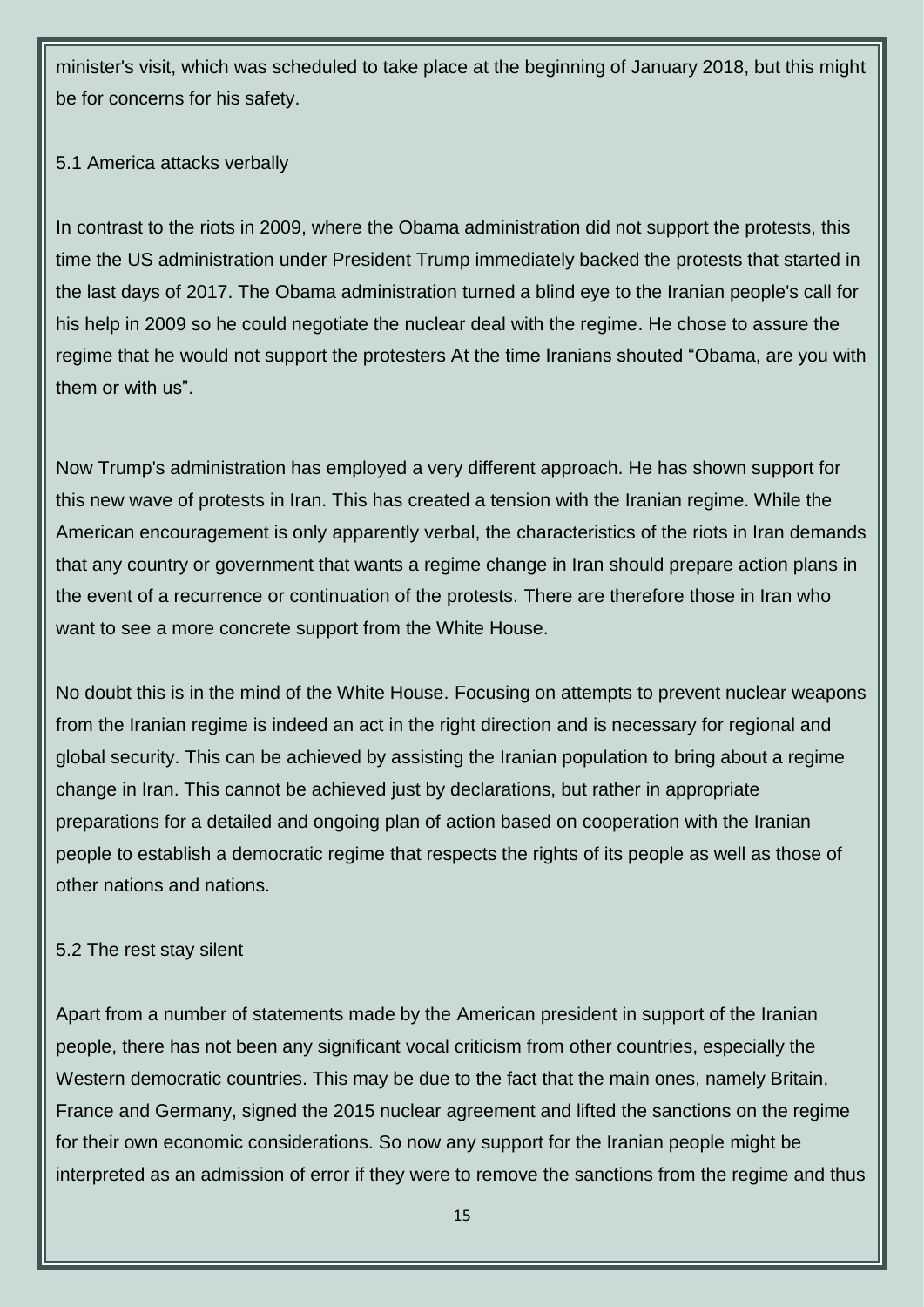minister's visit, which was scheduled to take place at the beginning of January 2018, but this might be for concerns for his safety.

### 5.1 America attacks verbally

In contrast to the riots in 2009, where the Obama administration did not support the protests, this time the US administration under President Trump immediately backed the protests that started in the last days of 2017. The Obama administration turned a blind eye to the Iranian people's call for his help in 2009 so he could negotiate the nuclear deal with the regime. He chose to assure the regime that he would not support the protesters At the time Iranians shouted "Obama, are you with them or with us".

Now Trump's administration has employed a very different approach. He has shown support for this new wave of protests in Iran. This has created a tension with the Iranian regime. While the American encouragement is only apparently verbal, the characteristics of the riots in Iran demands that any country or government that wants a regime change in Iran should prepare action plans in the event of a recurrence or continuation of the protests. There are therefore those in Iran who want to see a more concrete support from the White House.

No doubt this is in the mind of the White House. Focusing on attempts to prevent nuclear weapons from the Iranian regime is indeed an act in the right direction and is necessary for regional and global security. This can be achieved by assisting the Iranian population to bring about a regime change in Iran. This cannot be achieved just by declarations, but rather in appropriate preparations for a detailed and ongoing plan of action based on cooperation with the Iranian people to establish a democratic regime that respects the rights of its people as well as those of other nations and nations.

### 5.2 The rest stay silent

Apart from a number of statements made by the American president in support of the Iranian people, there has not been any significant vocal criticism from other countries, especially the Western democratic countries. This may be due to the fact that the main ones, namely Britain, France and Germany, signed the 2015 nuclear agreement and lifted the sanctions on the regime for their own economic considerations. So now any support for the Iranian people might be interpreted as an admission of error if they were to remove the sanctions from the regime and thus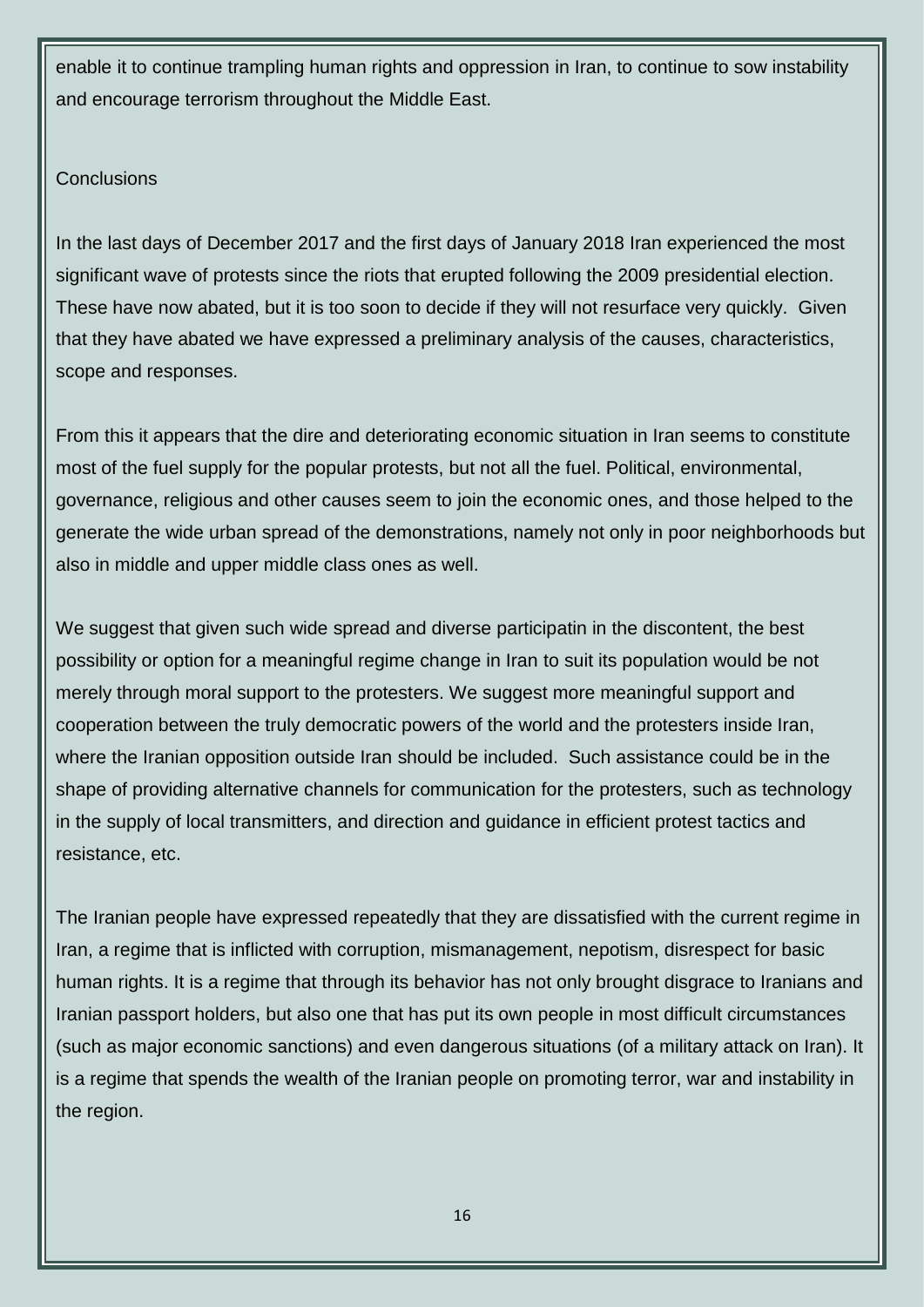enable it to continue trampling human rights and oppression in Iran, to continue to sow instability and encourage terrorism throughout the Middle East.

## Conclusions

In the last days of December 2017 and the first days of January 2018 Iran experienced the most significant wave of protests since the riots that erupted following the 2009 presidential election. These have now abated, but it is too soon to decide if they will not resurface very quickly. Given that they have abated we have expressed a preliminary analysis of the causes, characteristics, scope and responses.

From this it appears that the dire and deteriorating economic situation in Iran seems to constitute most of the fuel supply for the popular protests, but not all the fuel. Political, environmental, governance, religious and other causes seem to join the economic ones, and those helped to the generate the wide urban spread of the demonstrations, namely not only in poor neighborhoods but also in middle and upper middle class ones as well.

We suggest that given such wide spread and diverse participatin in the discontent, the best possibility or option for a meaningful regime change in Iran to suit its population would be not merely through moral support to the protesters. We suggest more meaningful support and cooperation between the truly democratic powers of the world and the protesters inside Iran, where the Iranian opposition outside Iran should be included. Such assistance could be in the shape of providing alternative channels for communication for the protesters, such as technology in the supply of local transmitters, and direction and guidance in efficient protest tactics and resistance, etc.

The Iranian people have expressed repeatedly that they are dissatisfied with the current regime in Iran, a regime that is inflicted with corruption, mismanagement, nepotism, disrespect for basic human rights. It is a regime that through its behavior has not only brought disgrace to Iranians and Iranian passport holders, but also one that has put its own people in most difficult circumstances (such as major economic sanctions) and even dangerous situations (of a military attack on Iran). It is a regime that spends the wealth of the Iranian people on promoting terror, war and instability in the region.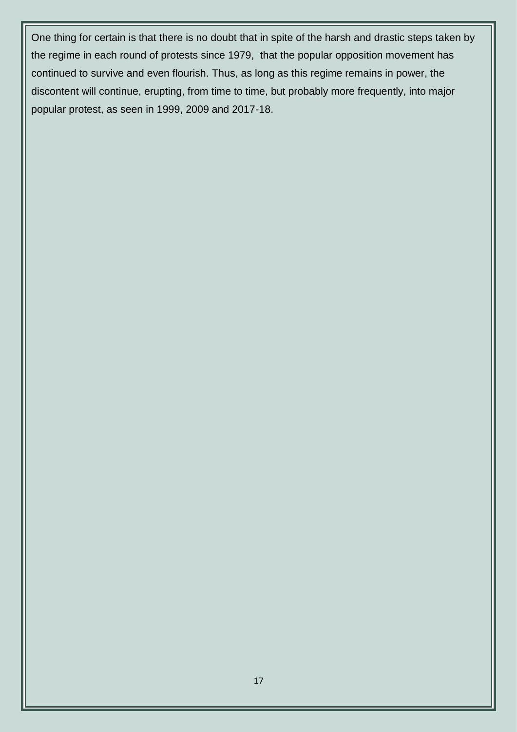One thing for certain is that there is no doubt that in spite of the harsh and drastic steps taken by the regime in each round of protests since 1979,  that the popular opposition movement has continued to survive and even flourish. Thus, as long as this regime remains in power, the discontent will continue, erupting, from time to time, but probably more frequently, into major popular protest, as seen in 1999, 2009 and 2017-18.